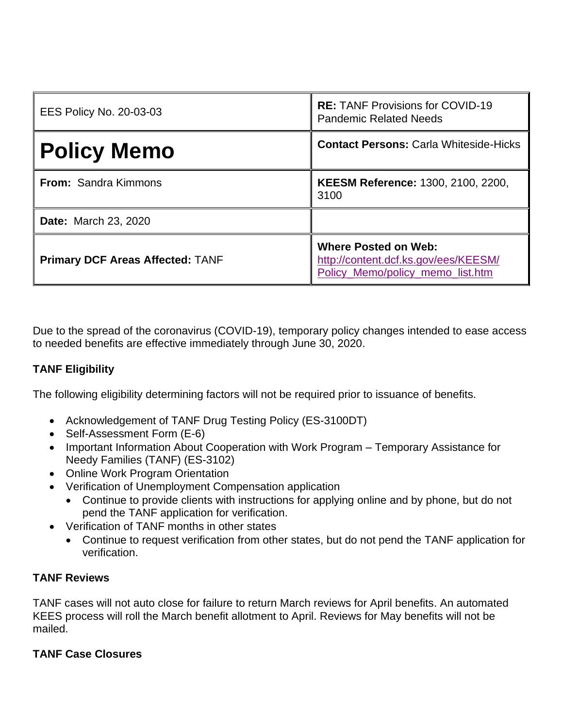| EES Policy No. 20-03-03 | **RE:** TANF Provisions for COVID-19 Pandemic Related Needs |
|---|---|
| **Policy Memo** | **Contact Persons:** Carla Whiteside-Hicks |
| **From:** Sandra Kimmons | **KEESM Reference:** 1300, 2100, 2200, 3100 |
| **Date:** March 23, 2020 | |
| **Primary DCF Areas Affected:** TANF | **Where Posted on Web:** [http://content.dcf.ks.gov/ees/KEESM/Policy_Memo/policy_memo_list.htm](http://content.dcf.ks.gov/ees/KEESM/Policy_Memo/policy_memo_list.htm) |

Due to the spread of the coronavirus (COVID-19), temporary policy changes intended to ease access to needed benefits are effective immediately through June 30, 2020.

**TANF Eligibility**

The following eligibility determining factors will not be required prior to issuance of benefits.

- Acknowledgement of TANF Drug Testing Policy (ES-3100DT)
- Self-Assessment Form (E-6)
- Important Information About Cooperation with Work Program – Temporary Assistance for Needy Families (TANF) (ES-3102)
- Online Work Program Orientation
- Verification of Unemployment Compensation application
  - Continue to provide clients with instructions for applying online and by phone, but do not pend the TANF application for verification.
- Verification of TANF months in other states
  - Continue to request verification from other states, but do not pend the TANF application for verification.

**TANF Reviews**

TANF cases will not auto close for failure to return March reviews for April benefits. An automated KEES process will roll the March benefit allotment to April. Reviews for May benefits will not be mailed.

**TANF Case Closures**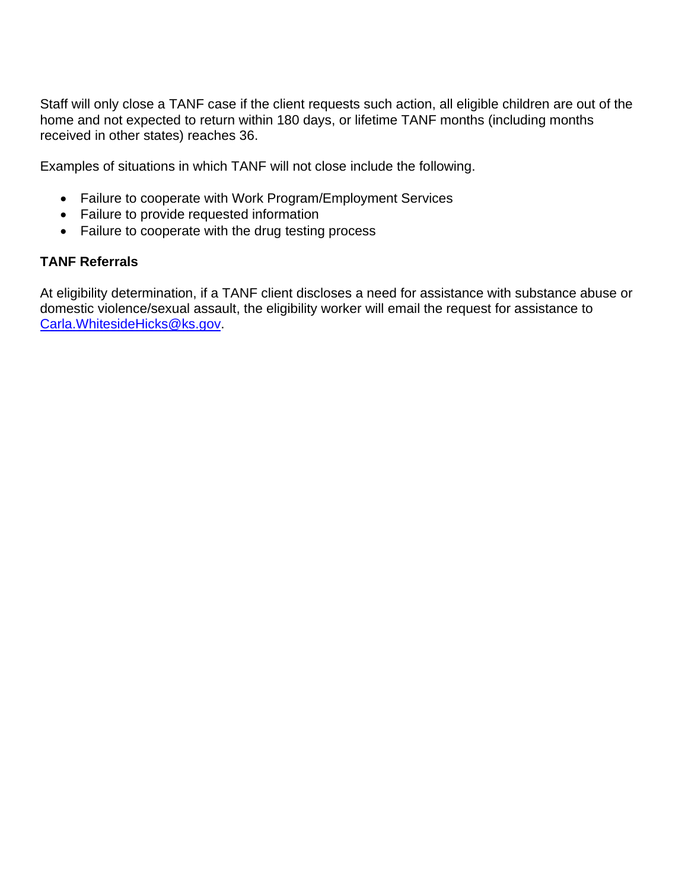Staff will only close a TANF case if the client requests such action, all eligible children are out of the home and not expected to return within 180 days, or lifetime TANF months (including months received in other states) reaches 36.

Examples of situations in which TANF will not close include the following.

- Failure to cooperate with Work Program/Employment Services
- Failure to provide requested information
- Failure to cooperate with the drug testing process

**TANF Referrals**

At eligibility determination, if a TANF client discloses a need for assistance with substance abuse or domestic violence/sexual assault, the eligibility worker will email the request for assistance to Carla.WhitesideHicks@ks.gov.